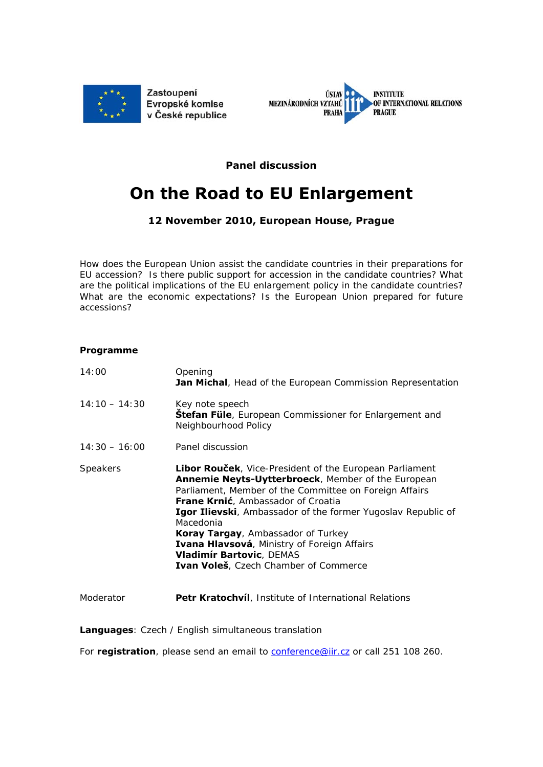Zastoupení Evropské komise v České republice

ÚSTAV MEZINÁRODNÍCH VZTAHŮ PRAHA — INSTITUTE OF INTERNATIONAL RELATIONS PRAGUE

**Panel discussion**

# On the Road to EU Enlargement

**12 November 2010, European House, Prague**

How does the European Union assist the candidate countries in their preparations for EU accession? Is there public support for accession in the candidate countries? What are the political implications of the EU enlargement policy in the candidate countries? What are the economic expectations? Is the European Union prepared for future accessions?

**Programme**

| | |
|---|---|
| 14:00 | Opening<br>**Jan Michal**, Head of the European Commission Representation |
| 14:10 – 14:30 | Key note speech<br>**Štefan Füle**, European Commissioner for Enlargement and Neighbourhood Policy |
| 14:30 – 16:00 | Panel discussion |
| Speakers | **Libor Rouček**, Vice-President of the European Parliament<br>**Annemie Neyts-Uytterbroeck**, Member of the European Parliament, Member of the Committee on Foreign Affairs<br>**Frane Krnić**, Ambassador of Croatia<br>**Igor Ilievski**, Ambassador of the former Yugoslav Republic of Macedonia<br>**Koray Targay**, Ambassador of Turkey<br>**Ivana Hlavsová**, Ministry of Foreign Affairs<br>**Vladimír Bartovic**, DEMAS<br>**Ivan Voleš**, Czech Chamber of Commerce |
| Moderator | **Petr Kratochvíl**, Institute of International Relations |

**Languages**: Czech / English simultaneous translation

For **registration**, please send an email to conference@iir.cz or call 251 108 260.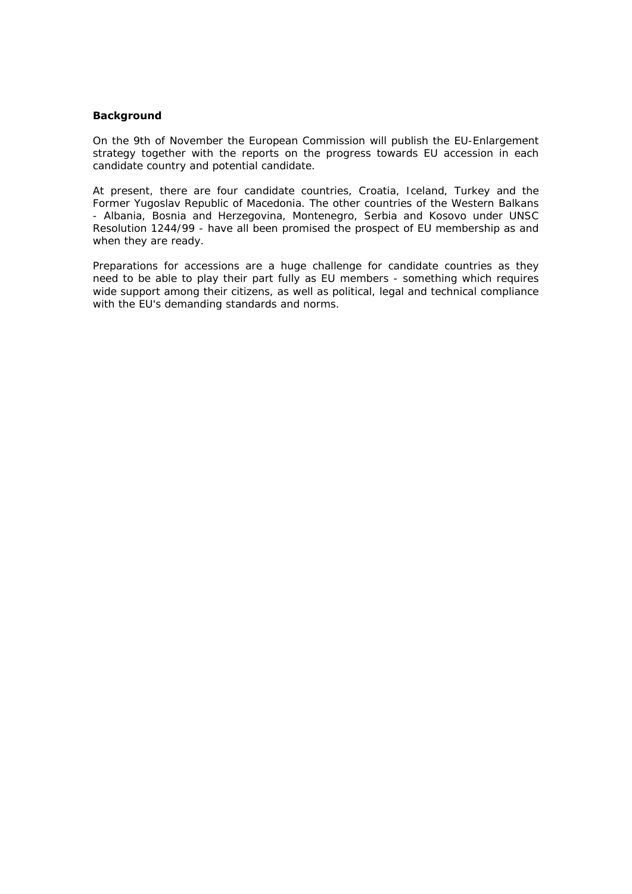**Background**

On the 9th of November the European Commission will publish the EU-Enlargement strategy together with the reports on the progress towards EU accession in each candidate country and potential candidate.

At present, there are four candidate countries, Croatia, Iceland, Turkey and the Former Yugoslav Republic of Macedonia. The other countries of the Western Balkans - Albania, Bosnia and Herzegovina, Montenegro, Serbia and Kosovo under UNSC Resolution 1244/99 - have all been promised the prospect of EU membership as and when they are ready.

Preparations for accessions are a huge challenge for candidate countries as they need to be able to play their part fully as EU members - something which requires wide support among their citizens, as well as political, legal and technical compliance with the EU's demanding standards and norms.